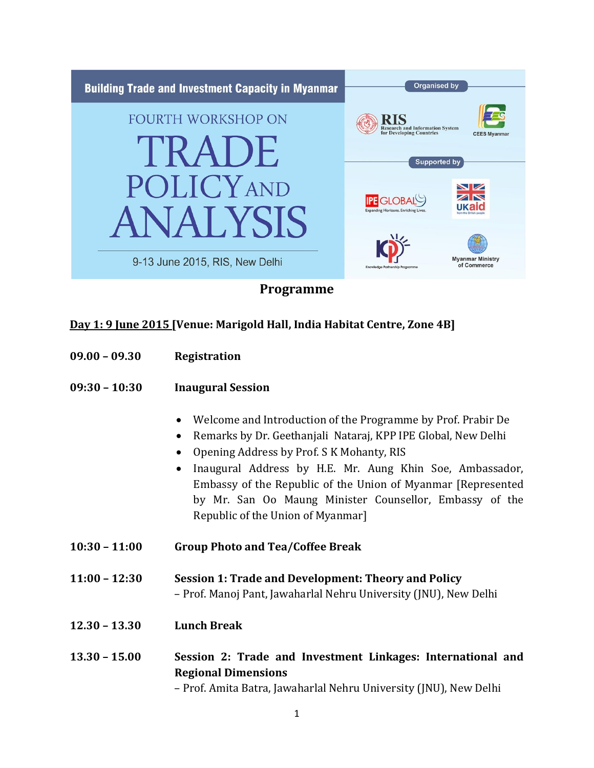Building Trade and Investment Capacity in Myanmar

FOURTH WORKSHOP ON

# TRADE POLICY AND ANALYSIS

9-13 June 2015, RIS, New Delhi

Organised by

RIS Research and Information System for Developing Countries

CEES Myanmar

Supported by

IPE GLOBAL Expanding Horizons. Enriching Lives.

UKaid from the British people

Knowledge Partnership Programme

Myanmar Ministry of Commerce

## Programme

**Day 1: 9 June 2015 [Venue: Marigold Hall, India Habitat Centre, Zone 4B]**

**09.00 – 09.30** **Registration**

**09:30 – 10:30** **Inaugural Session**

- Welcome and Introduction of the Programme by Prof. Prabir De
- Remarks by Dr. Geethanjali Nataraj, KPP IPE Global, New Delhi
- Opening Address by Prof. S K Mohanty, RIS
- Inaugural Address by H.E. Mr. Aung Khin Soe, Ambassador, Embassy of the Republic of the Union of Myanmar [Represented by Mr. San Oo Maung Minister Counsellor, Embassy of the Republic of the Union of Myanmar]

**10:30 – 11:00** **Group Photo and Tea/Coffee Break**

**11:00 – 12:30** **Session 1: Trade and Development: Theory and Policy**
– Prof. Manoj Pant, Jawaharlal Nehru University (JNU), New Delhi

**12.30 – 13.30** **Lunch Break**

**13.30 – 15.00** **Session 2: Trade and Investment Linkages: International and Regional Dimensions**
– Prof. Amita Batra, Jawaharlal Nehru University (JNU), New Delhi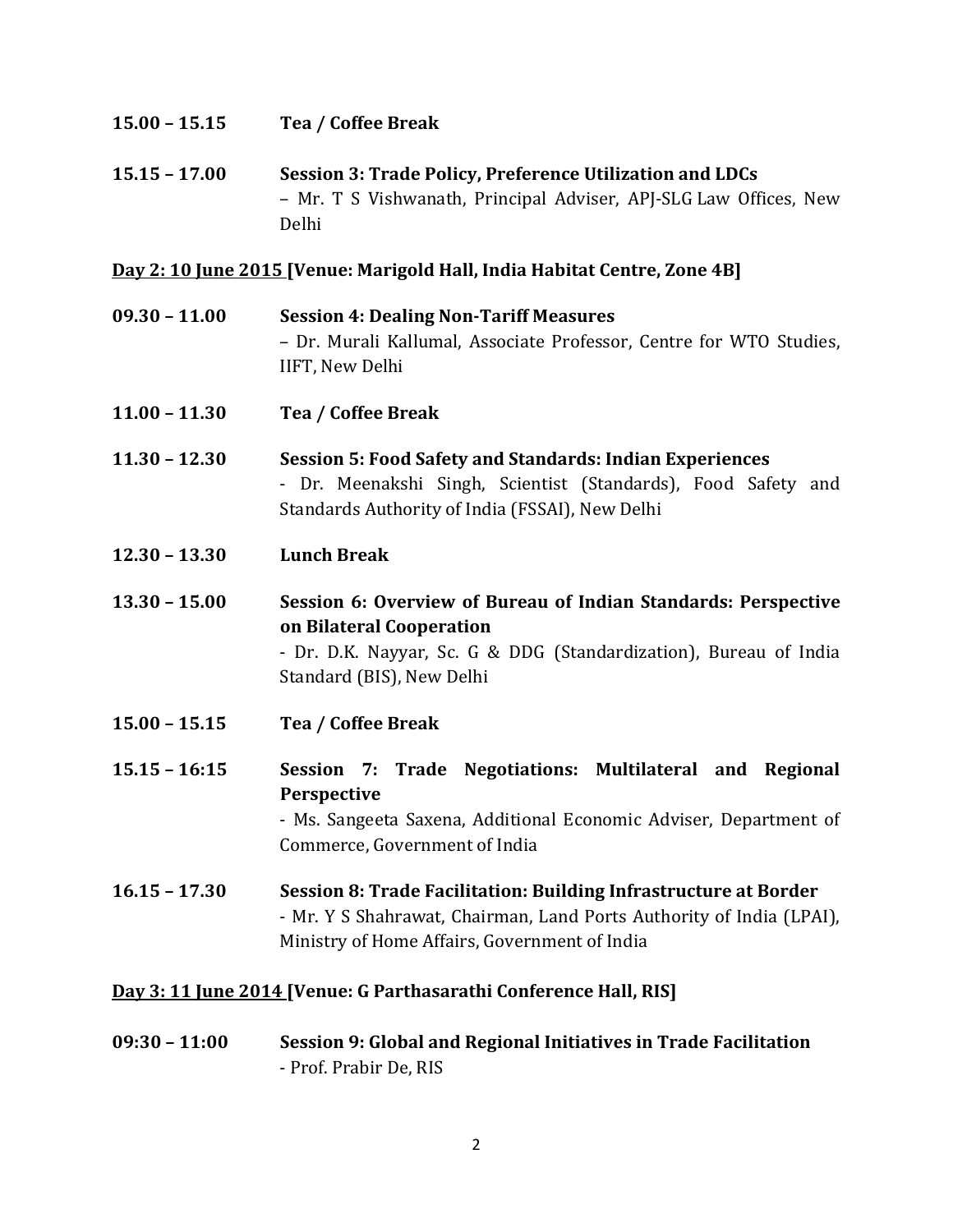**15.00 – 15.15** **Tea / Coffee Break**

**15.15 – 17.00** **Session 3: Trade Policy, Preference Utilization and LDCs**
– Mr. T S Vishwanath, Principal Adviser, APJ-SLG Law Offices, New Delhi

**Day 2: 10 June 2015 [Venue: Marigold Hall, India Habitat Centre, Zone 4B]**

**09.30 – 11.00** **Session 4: Dealing Non-Tariff Measures**
– Dr. Murali Kallumal, Associate Professor, Centre for WTO Studies, IIFT, New Delhi

**11.00 – 11.30** **Tea / Coffee Break**

**11.30 – 12.30** **Session 5: Food Safety and Standards: Indian Experiences**
- Dr. Meenakshi Singh, Scientist (Standards), Food Safety and Standards Authority of India (FSSAI), New Delhi

**12.30 – 13.30** **Lunch Break**

**13.30 – 15.00** **Session 6: Overview of Bureau of Indian Standards: Perspective on Bilateral Cooperation**
- Dr. D.K. Nayyar, Sc. G & DDG (Standardization), Bureau of India Standard (BIS), New Delhi

**15.00 – 15.15** **Tea / Coffee Break**

**15.15 – 16:15** **Session 7: Trade Negotiations: Multilateral and Regional Perspective**
- Ms. Sangeeta Saxena, Additional Economic Adviser, Department of Commerce, Government of India

**16.15 – 17.30** **Session 8: Trade Facilitation: Building Infrastructure at Border**
- Mr. Y S Shahrawat, Chairman, Land Ports Authority of India (LPAI), Ministry of Home Affairs, Government of India

**Day 3: 11 June 2014 [Venue: G Parthasarathi Conference Hall, RIS]**

**09:30 – 11:00** **Session 9: Global and Regional Initiatives in Trade Facilitation**
- Prof. Prabir De, RIS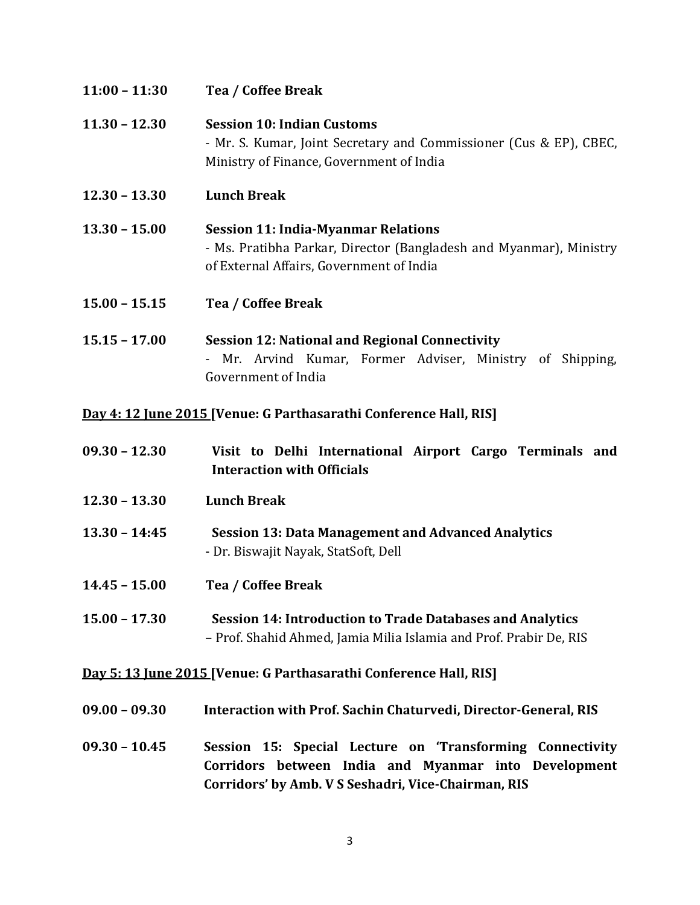**11:00 – 11:30** **Tea / Coffee Break**

**11.30 – 12.30** **Session 10: Indian Customs**
- Mr. S. Kumar, Joint Secretary and Commissioner (Cus & EP), CBEC, Ministry of Finance, Government of India

**12.30 – 13.30** **Lunch Break**

**13.30 – 15.00** **Session 11: India-Myanmar Relations**
- Ms. Pratibha Parkar, Director (Bangladesh and Myanmar), Ministry of External Affairs, Government of India

**15.00 – 15.15** **Tea / Coffee Break**

**15.15 – 17.00** **Session 12: National and Regional Connectivity**
- Mr. Arvind Kumar, Former Adviser, Ministry of Shipping, Government of India

**<u>Day 4: 12 June 2015</u> [Venue: G Parthasarathi Conference Hall, RIS]**

**09.30 – 12.30** **Visit to Delhi International Airport Cargo Terminals and Interaction with Officials**

**12.30 – 13.30** **Lunch Break**

**13.30 – 14:45** **Session 13: Data Management and Advanced Analytics**
- Dr. Biswajit Nayak, StatSoft, Dell

**14.45 – 15.00** **Tea / Coffee Break**

**15.00 – 17.30** **Session 14: Introduction to Trade Databases and Analytics**
– Prof. Shahid Ahmed, Jamia Milia Islamia and Prof. Prabir De, RIS

**<u>Day 5: 13 June 2015</u> [Venue: G Parthasarathi Conference Hall, RIS]**

**09.00 – 09.30** **Interaction with Prof. Sachin Chaturvedi, Director-General, RIS**

**09.30 – 10.45** **Session 15: Special Lecture on 'Transforming Connectivity Corridors between India and Myanmar into Development Corridors' by Amb. V S Seshadri, Vice-Chairman, RIS**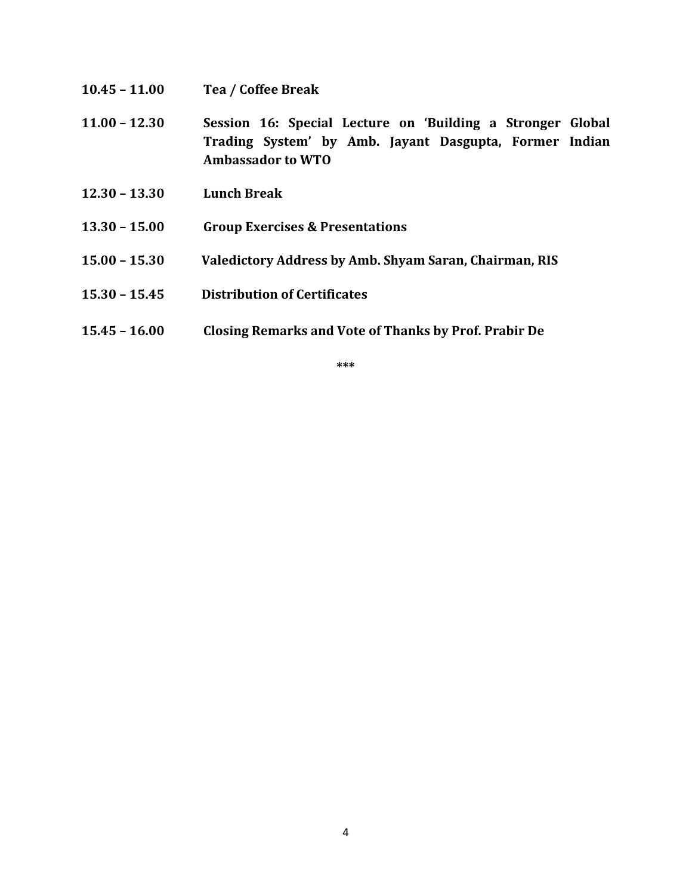| | |
|---|---|
| **10.45 – 11.00** | **Tea / Coffee Break** |
| **11.00 – 12.30** | **Session 16: Special Lecture on 'Building a Stronger Global Trading System' by Amb. Jayant Dasgupta, Former Indian Ambassador to WTO** |
| **12.30 – 13.30** | **Lunch Break** |
| **13.30 – 15.00** | **Group Exercises & Presentations** |
| **15.00 – 15.30** | **Valedictory Address by Amb. Shyam Saran, Chairman, RIS** |
| **15.30 – 15.45** | **Distribution of Certificates** |
| **15.45 – 16.00** | **Closing Remarks and Vote of Thanks by Prof. Prabir De** |

***